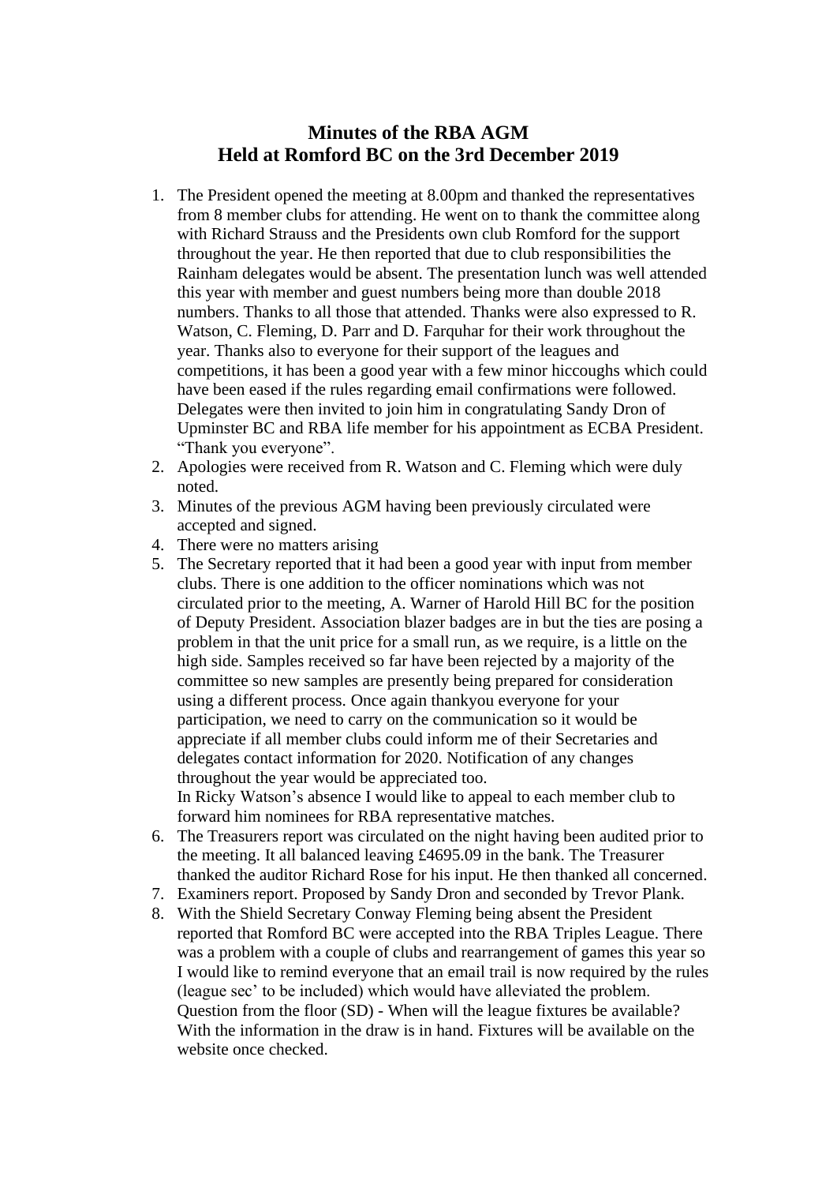# Minutes of the RBA AGM
# Held at Romford BC on the 3rd December 2019

1. The President opened the meeting at 8.00pm and thanked the representatives from 8 member clubs for attending. He went on to thank the committee along with Richard Strauss and the Presidents own club Romford for the support throughout the year. He then reported that due to club responsibilities the Rainham delegates would be absent. The presentation lunch was well attended this year with member and guest numbers being more than double 2018 numbers. Thanks to all those that attended. Thanks were also expressed to R. Watson, C. Fleming, D. Parr and D. Farquhar for their work throughout the year. Thanks also to everyone for their support of the leagues and competitions, it has been a good year with a few minor hiccoughs which could have been eased if the rules regarding email confirmations were followed. Delegates were then invited to join him in congratulating Sandy Dron of Upminster BC and RBA life member for his appointment as ECBA President. "Thank you everyone".
2. Apologies were received from R. Watson and C. Fleming which were duly noted.
3. Minutes of the previous AGM having been previously circulated were accepted and signed.
4. There were no matters arising
5. The Secretary reported that it had been a good year with input from member clubs. There is one addition to the officer nominations which was not circulated prior to the meeting, A. Warner of Harold Hill BC for the position of Deputy President. Association blazer badges are in but the ties are posing a problem in that the unit price for a small run, as we require, is a little on the high side. Samples received so far have been rejected by a majority of the committee so new samples are presently being prepared for consideration using a different process. Once again thankyou everyone for your participation, we need to carry on the communication so it would be appreciate if all member clubs could inform me of their Secretaries and delegates contact information for 2020. Notification of any changes throughout the year would be appreciated too.
   In Ricky Watson's absence I would like to appeal to each member club to forward him nominees for RBA representative matches.
6. The Treasurers report was circulated on the night having been audited prior to the meeting. It all balanced leaving £4695.09 in the bank. The Treasurer thanked the auditor Richard Rose for his input. He then thanked all concerned.
7. Examiners report. Proposed by Sandy Dron and seconded by Trevor Plank.
8. With the Shield Secretary Conway Fleming being absent the President reported that Romford BC were accepted into the RBA Triples League. There was a problem with a couple of clubs and rearrangement of games this year so I would like to remind everyone that an email trail is now required by the rules (league sec' to be included) which would have alleviated the problem.
   Question from the floor (SD) - When will the league fixtures be available? With the information in the draw is in hand. Fixtures will be available on the website once checked.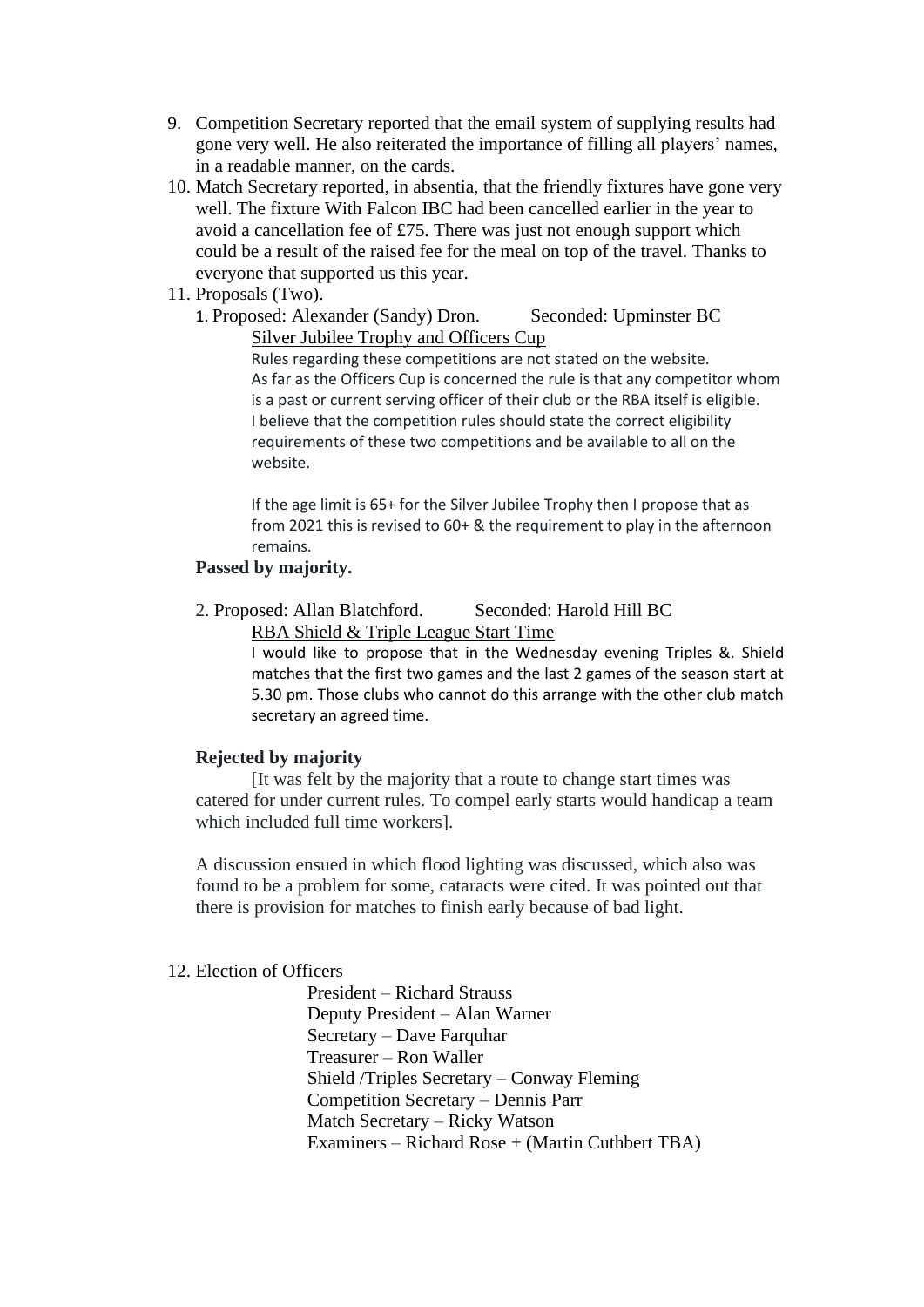9. Competition Secretary reported that the email system of supplying results had gone very well. He also reiterated the importance of filling all players' names, in a readable manner, on the cards.
10. Match Secretary reported, in absentia, that the friendly fixtures have gone very well. The fixture With Falcon IBC had been cancelled earlier in the year to avoid a cancellation fee of £75. There was just not enough support which could be a result of the raised fee for the meal on top of the travel. Thanks to everyone that supported us this year.
11. Proposals (Two).
    1. Proposed: Alexander (Sandy) Dron. Seconded: Upminster BC

       Silver Jubilee Trophy and Officers Cup

       Rules regarding these competitions are not stated on the website. As far as the Officers Cup is concerned the rule is that any competitor whom is a past or current serving officer of their club or the RBA itself is eligible. I believe that the competition rules should state the correct eligibility requirements of these two competitions and be available to all on the website.

       If the age limit is 65+ for the Silver Jubilee Trophy then I propose that as from 2021 this is revised to 60+ & the requirement to play in the afternoon remains.

    **Passed by majority.**

    2. Proposed: Allan Blatchford. Seconded: Harold Hill BC

       RBA Shield & Triple League Start Time

       I would like to propose that in the Wednesday evening Triples &. Shield matches that the first two games and the last 2 games of the season start at 5.30 pm. Those clubs who cannot do this arrange with the other club match secretary an agreed time.

    **Rejected by majority**

    [It was felt by the majority that a route to change start times was catered for under current rules. To compel early starts would handicap a team which included full time workers].

    A discussion ensued in which flood lighting was discussed, which also was found to be a problem for some, cataracts were cited. It was pointed out that there is provision for matches to finish early because of bad light.

12. Election of Officers

    President – Richard Strauss
    Deputy President – Alan Warner
    Secretary – Dave Farquhar
    Treasurer – Ron Waller
    Shield /Triples Secretary – Conway Fleming
    Competition Secretary – Dennis Parr
    Match Secretary – Ricky Watson
    Examiners – Richard Rose + (Martin Cuthbert TBA)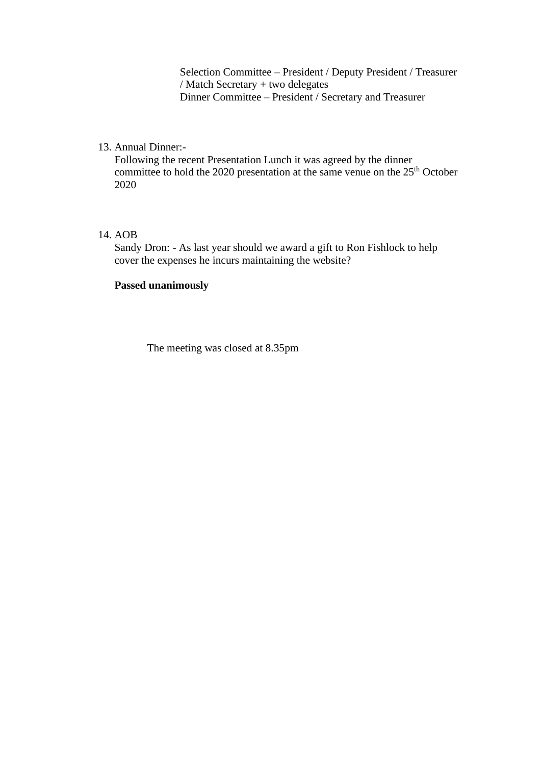Selection Committee – President / Deputy President / Treasurer / Match Secretary + two delegates
Dinner Committee – President / Secretary and Treasurer

13. Annual Dinner:-
    Following the recent Presentation Lunch it was agreed by the dinner committee to hold the 2020 presentation at the same venue on the 25th October 2020

14. AOB
    Sandy Dron: - As last year should we award a gift to Ron Fishlock to help cover the expenses he incurs maintaining the website?

    **Passed unanimously**

The meeting was closed at 8.35pm